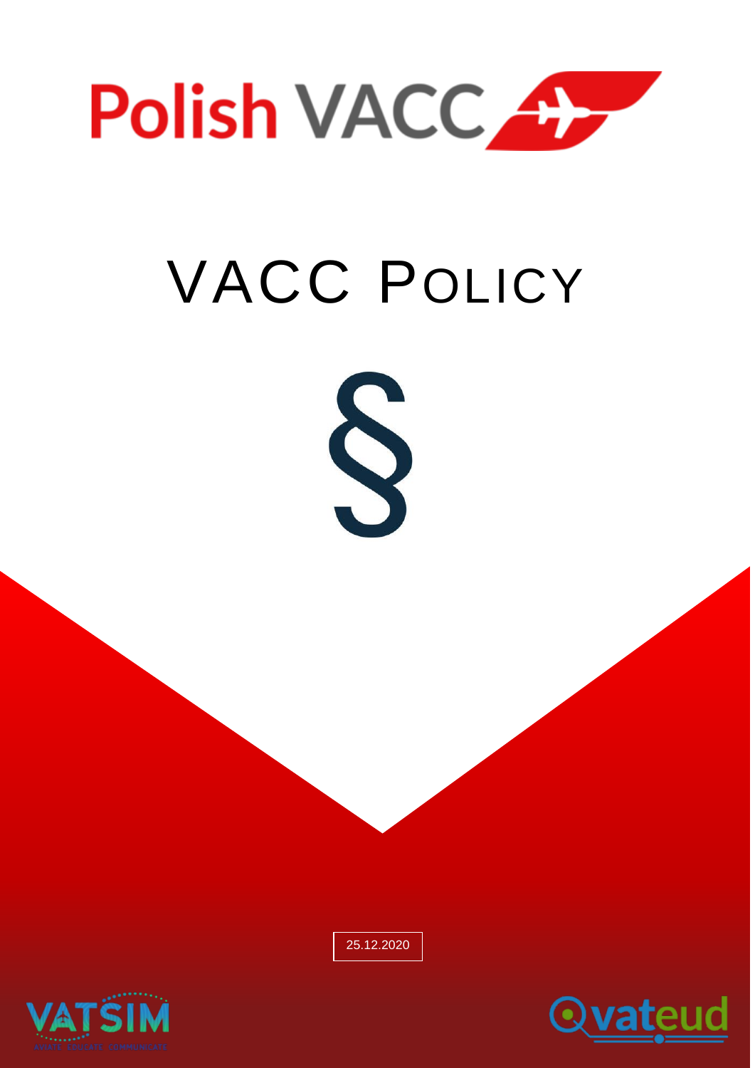Polish VACC

# VACC POLICY

§

25.12.2020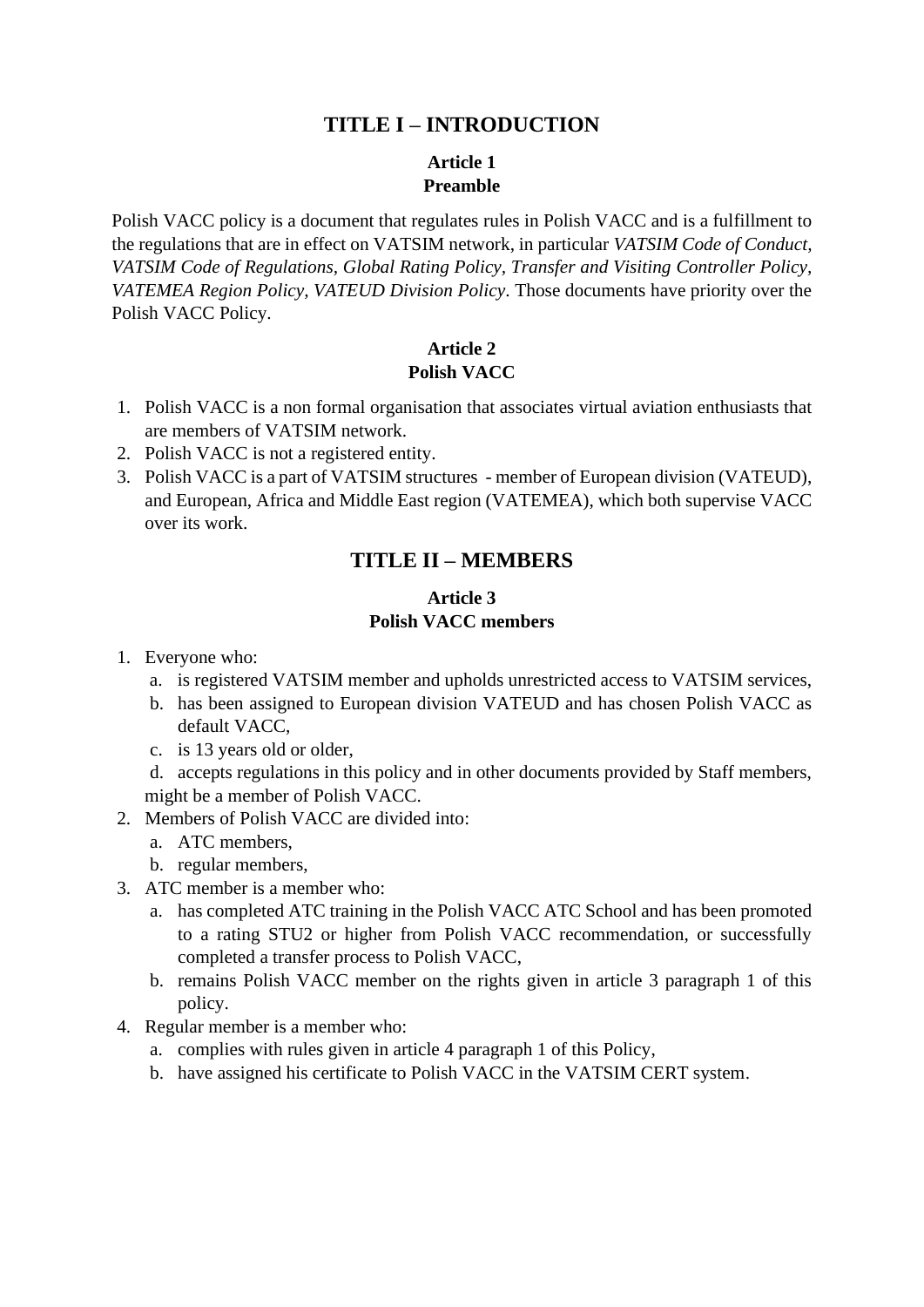# TITLE I – INTRODUCTION

## Article 1
## Preamble

Polish VACC policy is a document that regulates rules in Polish VACC and is a fulfillment to the regulations that are in effect on VATSIM network, in particular *VATSIM Code of Conduct, VATSIM Code of Regulations, Global Rating Policy, Transfer and Visiting Controller Policy, VATEMEA Region Policy, VATEUD Division Policy*. Those documents have priority over the Polish VACC Policy.

## Article 2
## Polish VACC

1. Polish VACC is a non formal organisation that associates virtual aviation enthusiasts that are members of VATSIM network.
2. Polish VACC is not a registered entity.
3. Polish VACC is a part of VATSIM structures - member of European division (VATEUD), and European, Africa and Middle East region (VATEMEA), which both supervise VACC over its work.

# TITLE II – MEMBERS

## Article 3
## Polish VACC members

1. Everyone who:
   a. is registered VATSIM member and upholds unrestricted access to VATSIM services,
   b. has been assigned to European division VATEUD and has chosen Polish VACC as default VACC,
   c. is 13 years old or older,
   d. accepts regulations in this policy and in other documents provided by Staff members,

   might be a member of Polish VACC.
2. Members of Polish VACC are divided into:
   a. ATC members,
   b. regular members,
3. ATC member is a member who:
   a. has completed ATC training in the Polish VACC ATC School and has been promoted to a rating STU2 or higher from Polish VACC recommendation, or successfully completed a transfer process to Polish VACC,
   b. remains Polish VACC member on the rights given in article 3 paragraph 1 of this policy.
4. Regular member is a member who:
   a. complies with rules given in article 4 paragraph 1 of this Policy,
   b. have assigned his certificate to Polish VACC in the VATSIM CERT system.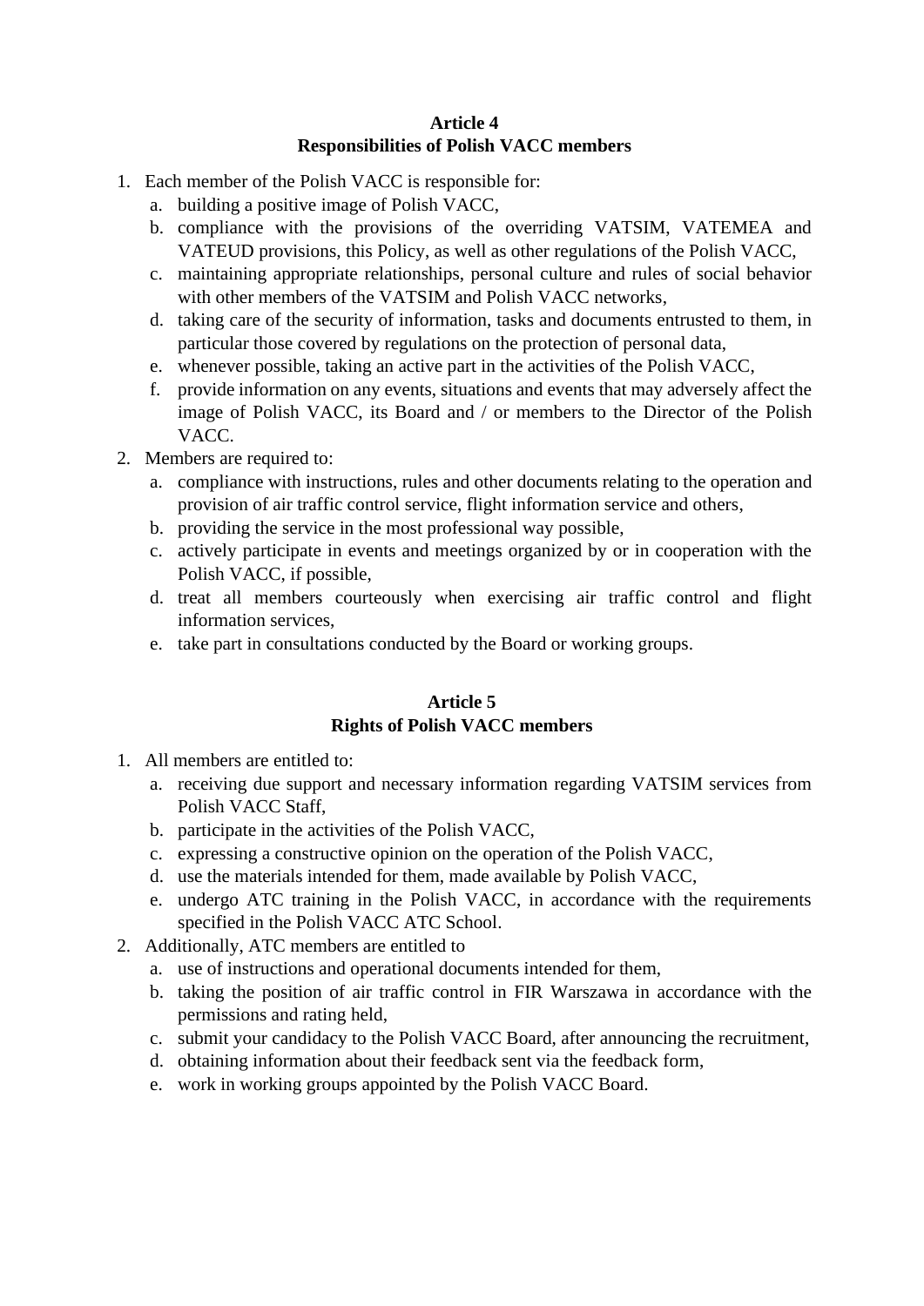## Article 4
## Responsibilities of Polish VACC members

1. Each member of the Polish VACC is responsible for:
    a. building a positive image of Polish VACC,
    b. compliance with the provisions of the overriding VATSIM, VATEMEA and VATEUD provisions, this Policy, as well as other regulations of the Polish VACC,
    c. maintaining appropriate relationships, personal culture and rules of social behavior with other members of the VATSIM and Polish VACC networks,
    d. taking care of the security of information, tasks and documents entrusted to them, in particular those covered by regulations on the protection of personal data,
    e. whenever possible, taking an active part in the activities of the Polish VACC,
    f. provide information on any events, situations and events that may adversely affect the image of Polish VACC, its Board and / or members to the Director of the Polish VACC.
2. Members are required to:
    a. compliance with instructions, rules and other documents relating to the operation and provision of air traffic control service, flight information service and others,
    b. providing the service in the most professional way possible,
    c. actively participate in events and meetings organized by or in cooperation with the Polish VACC, if possible,
    d. treat all members courteously when exercising air traffic control and flight information services,
    e. take part in consultations conducted by the Board or working groups.

## Article 5
## Rights of Polish VACC members

1. All members are entitled to:
    a. receiving due support and necessary information regarding VATSIM services from Polish VACC Staff,
    b. participate in the activities of the Polish VACC,
    c. expressing a constructive opinion on the operation of the Polish VACC,
    d. use the materials intended for them, made available by Polish VACC,
    e. undergo ATC training in the Polish VACC, in accordance with the requirements specified in the Polish VACC ATC School.
2. Additionally, ATC members are entitled to
    a. use of instructions and operational documents intended for them,
    b. taking the position of air traffic control in FIR Warszawa in accordance with the permissions and rating held,
    c. submit your candidacy to the Polish VACC Board, after announcing the recruitment,
    d. obtaining information about their feedback sent via the feedback form,
    e. work in working groups appointed by the Polish VACC Board.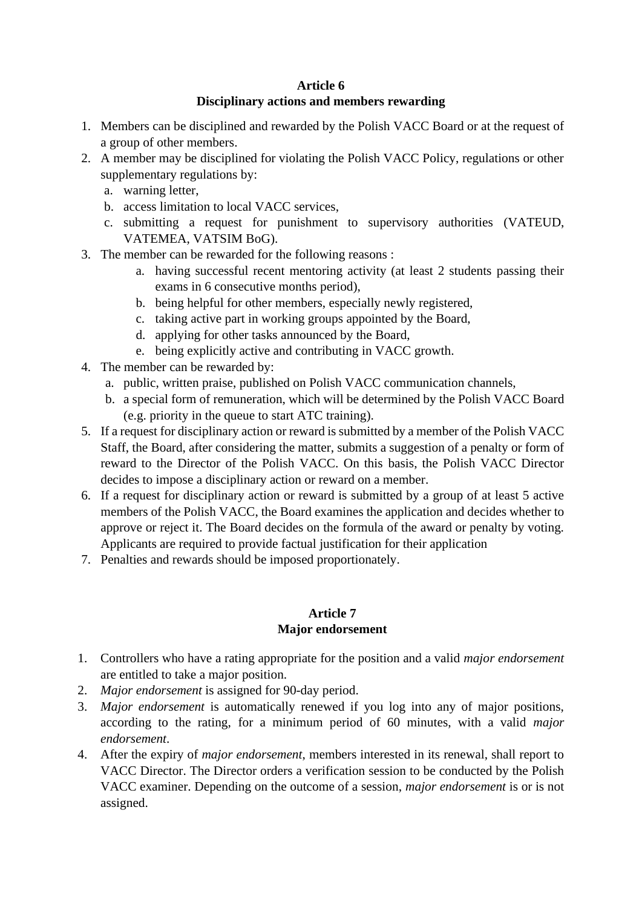## Article 6
## Disciplinary actions and members rewarding

1. Members can be disciplined and rewarded by the Polish VACC Board or at the request of a group of other members.
2. A member may be disciplined for violating the Polish VACC Policy, regulations or other supplementary regulations by:
   a. warning letter,
   b. access limitation to local VACC services,
   c. submitting a request for punishment to supervisory authorities (VATEUD, VATEMEA, VATSIM BoG).
3. The member can be rewarded for the following reasons :
   a. having successful recent mentoring activity (at least 2 students passing their exams in 6 consecutive months period),
   b. being helpful for other members, especially newly registered,
   c. taking active part in working groups appointed by the Board,
   d. applying for other tasks announced by the Board,
   e. being explicitly active and contributing in VACC growth.
4. The member can be rewarded by:
   a. public, written praise, published on Polish VACC communication channels,
   b. a special form of remuneration, which will be determined by the Polish VACC Board (e.g. priority in the queue to start ATC training).
5. If a request for disciplinary action or reward is submitted by a member of the Polish VACC Staff, the Board, after considering the matter, submits a suggestion of a penalty or form of reward to the Director of the Polish VACC. On this basis, the Polish VACC Director decides to impose a disciplinary action or reward on a member.
6. If a request for disciplinary action or reward is submitted by a group of at least 5 active members of the Polish VACC, the Board examines the application and decides whether to approve or reject it. The Board decides on the formula of the award or penalty by voting. Applicants are required to provide factual justification for their application
7. Penalties and rewards should be imposed proportionately.

## Article 7
## Major endorsement

1. Controllers who have a rating appropriate for the position and a valid *major endorsement* are entitled to take a major position.
2. *Major endorsement* is assigned for 90-day period.
3. *Major endorsement* is automatically renewed if you log into any of major positions, according to the rating, for a minimum period of 60 minutes, with a valid *major endorsement*.
4. After the expiry of *major endorsement*, members interested in its renewal, shall report to VACC Director. The Director orders a verification session to be conducted by the Polish VACC examiner. Depending on the outcome of a session, *major endorsement* is or is not assigned.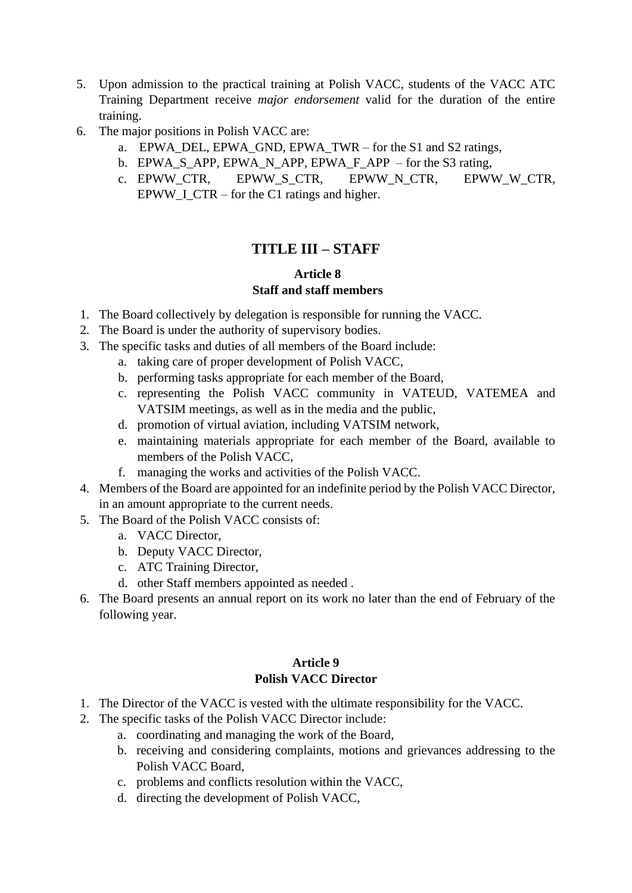5. Upon admission to the practical training at Polish VACC, students of the VACC ATC Training Department receive *major endorsement* valid for the duration of the entire training.
6. The major positions in Polish VACC are:
   a. EPWA_DEL, EPWA_GND, EPWA_TWR – for the S1 and S2 ratings,
   b. EPWA_S_APP, EPWA_N_APP, EPWA_F_APP – for the S3 rating,
   c. EPWW_CTR, EPWW_S_CTR, EPWW_N_CTR, EPWW_W_CTR, EPWW_I_CTR – for the C1 ratings and higher.

## TITLE III – STAFF

### Article 8
### Staff and staff members

1. The Board collectively by delegation is responsible for running the VACC.
2. The Board is under the authority of supervisory bodies.
3. The specific tasks and duties of all members of the Board include:
   a. taking care of proper development of Polish VACC,
   b. performing tasks appropriate for each member of the Board,
   c. representing the Polish VACC community in VATEUD, VATEMEA and VATSIM meetings, as well as in the media and the public,
   d. promotion of virtual aviation, including VATSIM network,
   e. maintaining materials appropriate for each member of the Board, available to members of the Polish VACC,
   f. managing the works and activities of the Polish VACC.
4. Members of the Board are appointed for an indefinite period by the Polish VACC Director, in an amount appropriate to the current needs.
5. The Board of the Polish VACC consists of:
   a. VACC Director,
   b. Deputy VACC Director,
   c. ATC Training Director,
   d. other Staff members appointed as needed .
6. The Board presents an annual report on its work no later than the end of February of the following year.

### Article 9
### Polish VACC Director

1. The Director of the VACC is vested with the ultimate responsibility for the VACC.
2. The specific tasks of the Polish VACC Director include:
   a. coordinating and managing the work of the Board,
   b. receiving and considering complaints, motions and grievances addressing to the Polish VACC Board,
   c. problems and conflicts resolution within the VACC,
   d. directing the development of Polish VACC,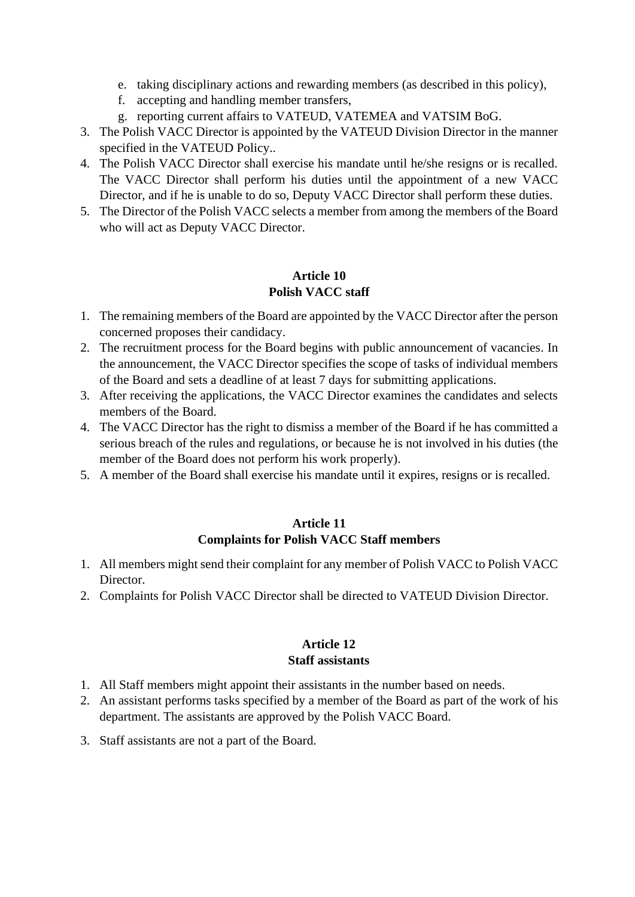e. taking disciplinary actions and rewarding members (as described in this policy),
   f. accepting and handling member transfers,
   g. reporting current affairs to VATEUD, VATEMEA and VATSIM BoG.
3. The Polish VACC Director is appointed by the VATEUD Division Director in the manner specified in the VATEUD Policy..
4. The Polish VACC Director shall exercise his mandate until he/she resigns or is recalled. The VACC Director shall perform his duties until the appointment of a new VACC Director, and if he is unable to do so, Deputy VACC Director shall perform these duties.
5. The Director of the Polish VACC selects a member from among the members of the Board who will act as Deputy VACC Director.

### Article 10
### Polish VACC staff

1. The remaining members of the Board are appointed by the VACC Director after the person concerned proposes their candidacy.
2. The recruitment process for the Board begins with public announcement of vacancies. In the announcement, the VACC Director specifies the scope of tasks of individual members of the Board and sets a deadline of at least 7 days for submitting applications.
3. After receiving the applications, the VACC Director examines the candidates and selects members of the Board.
4. The VACC Director has the right to dismiss a member of the Board if he has committed a serious breach of the rules and regulations, or because he is not involved in his duties (the member of the Board does not perform his work properly).
5. A member of the Board shall exercise his mandate until it expires, resigns or is recalled.

### Article 11
### Complaints for Polish VACC Staff members

1. All members might send their complaint for any member of Polish VACC to Polish VACC Director.
2. Complaints for Polish VACC Director shall be directed to VATEUD Division Director.

### Article 12
### Staff assistants

1. All Staff members might appoint their assistants in the number based on needs.
2. An assistant performs tasks specified by a member of the Board as part of the work of his department. The assistants are approved by the Polish VACC Board.
3. Staff assistants are not a part of the Board.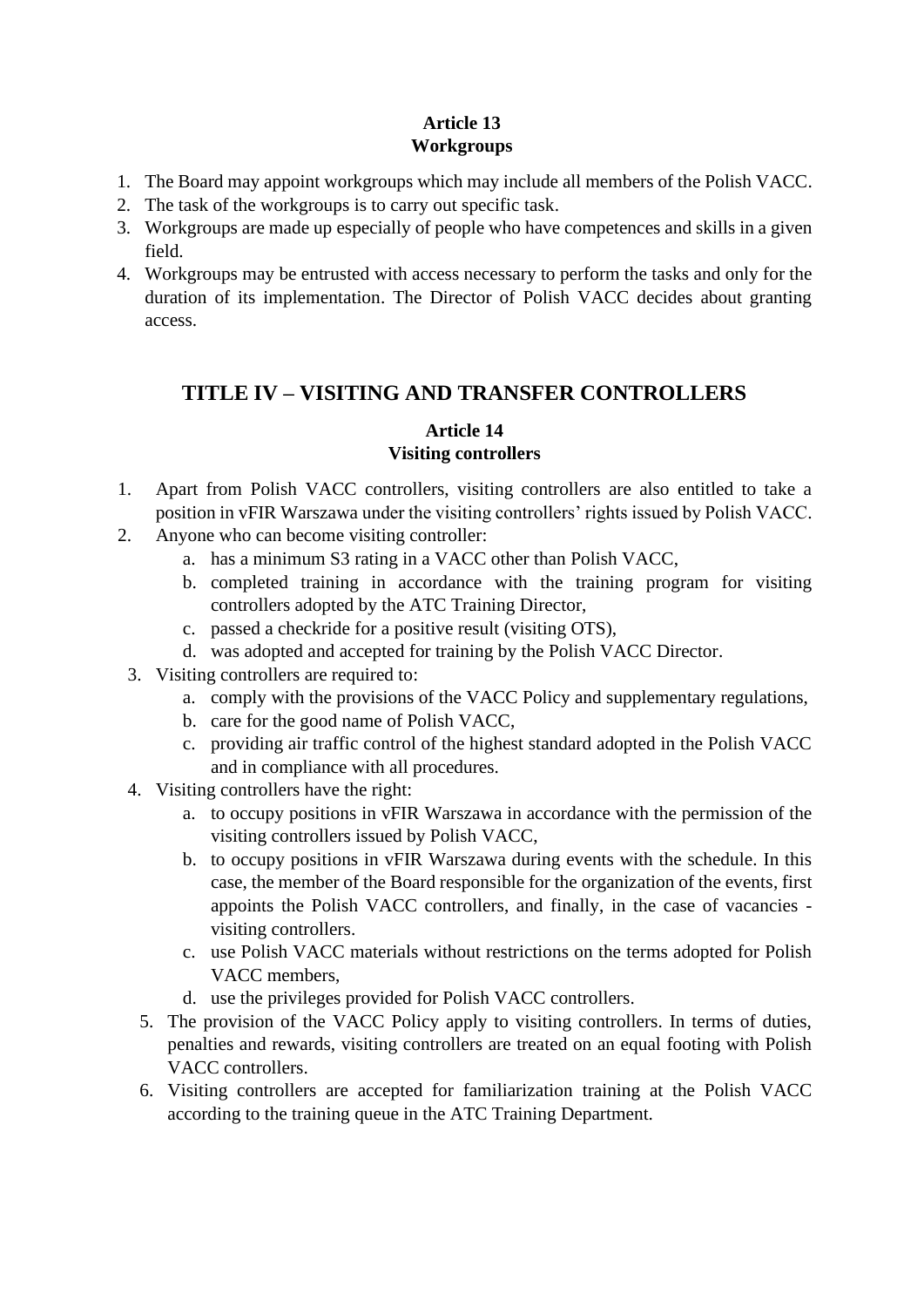**Article 13**
**Workgroups**

1. The Board may appoint workgroups which may include all members of the Polish VACC.
2. The task of the workgroups is to carry out specific task.
3. Workgroups are made up especially of people who have competences and skills in a given field.
4. Workgroups may be entrusted with access necessary to perform the tasks and only for the duration of its implementation. The Director of Polish VACC decides about granting access.

## TITLE IV – VISITING AND TRANSFER CONTROLLERS

**Article 14**
**Visiting controllers**

1. Apart from Polish VACC controllers, visiting controllers are also entitled to take a position in vFIR Warszawa under the visiting controllers' rights issued by Polish VACC.
2. Anyone who can become visiting controller:
   a. has a minimum S3 rating in a VACC other than Polish VACC,
   b. completed training in accordance with the training program for visiting controllers adopted by the ATC Training Director,
   c. passed a checkride for a positive result (visiting OTS),
   d. was adopted and accepted for training by the Polish VACC Director.
3. Visiting controllers are required to:
   a. comply with the provisions of the VACC Policy and supplementary regulations,
   b. care for the good name of Polish VACC,
   c. providing air traffic control of the highest standard adopted in the Polish VACC and in compliance with all procedures.
4. Visiting controllers have the right:
   a. to occupy positions in vFIR Warszawa in accordance with the permission of the visiting controllers issued by Polish VACC,
   b. to occupy positions in vFIR Warszawa during events with the schedule. In this case, the member of the Board responsible for the organization of the events, first appoints the Polish VACC controllers, and finally, in the case of vacancies - visiting controllers.
   c. use Polish VACC materials without restrictions on the terms adopted for Polish VACC members,
   d. use the privileges provided for Polish VACC controllers.
5. The provision of the VACC Policy apply to visiting controllers. In terms of duties, penalties and rewards, visiting controllers are treated on an equal footing with Polish VACC controllers.
6. Visiting controllers are accepted for familiarization training at the Polish VACC according to the training queue in the ATC Training Department.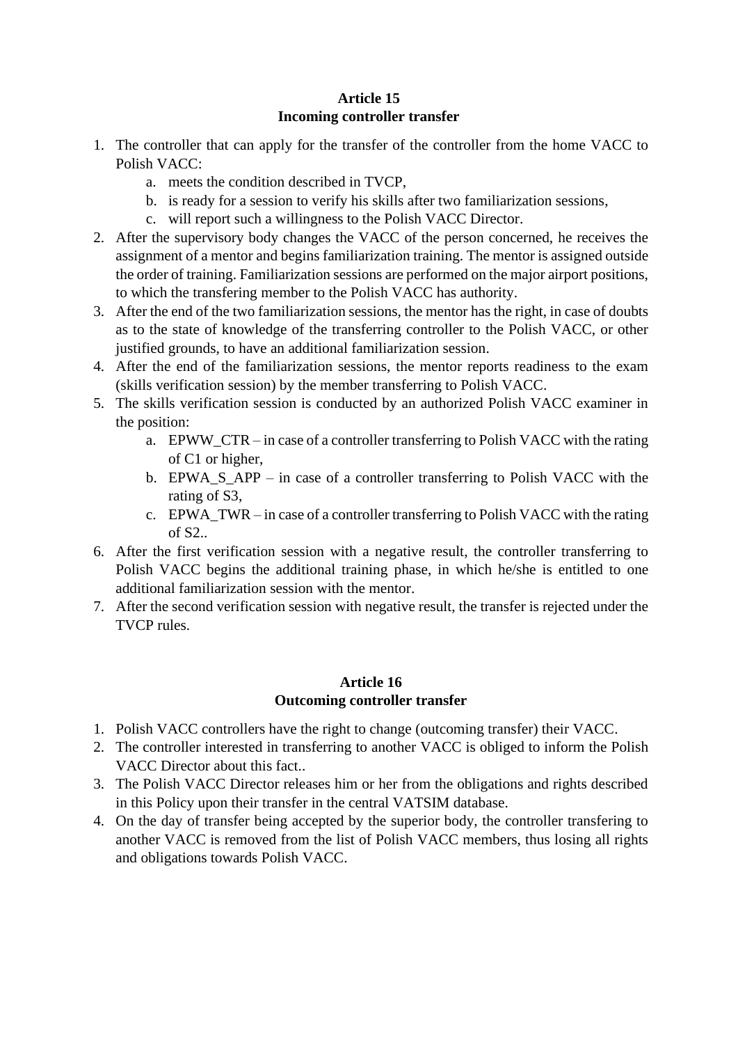## Article 15
## Incoming controller transfer

1. The controller that can apply for the transfer of the controller from the home VACC to Polish VACC:
    a. meets the condition described in TVCP,
    b. is ready for a session to verify his skills after two familiarization sessions,
    c. will report such a willingness to the Polish VACC Director.
2. After the supervisory body changes the VACC of the person concerned, he receives the assignment of a mentor and begins familiarization training. The mentor is assigned outside the order of training. Familiarization sessions are performed on the major airport positions, to which the transfering member to the Polish VACC has authority.
3. After the end of the two familiarization sessions, the mentor has the right, in case of doubts as to the state of knowledge of the transferring controller to the Polish VACC, or other justified grounds, to have an additional familiarization session.
4. After the end of the familiarization sessions, the mentor reports readiness to the exam (skills verification session) by the member transferring to Polish VACC.
5. The skills verification session is conducted by an authorized Polish VACC examiner in the position:
    a. EPWW_CTR – in case of a controller transferring to Polish VACC with the rating of C1 or higher,
    b. EPWA_S_APP – in case of a controller transferring to Polish VACC with the rating of S3,
    c. EPWA_TWR – in case of a controller transferring to Polish VACC with the rating of S2..
6. After the first verification session with a negative result, the controller transferring to Polish VACC begins the additional training phase, in which he/she is entitled to one additional familiarization session with the mentor.
7. After the second verification session with negative result, the transfer is rejected under the TVCP rules.

## Article 16
## Outcoming controller transfer

1. Polish VACC controllers have the right to change (outcoming transfer) their VACC.
2. The controller interested in transferring to another VACC is obliged to inform the Polish VACC Director about this fact..
3. The Polish VACC Director releases him or her from the obligations and rights described in this Policy upon their transfer in the central VATSIM database.
4. On the day of transfer being accepted by the superior body, the controller transfering to another VACC is removed from the list of Polish VACC members, thus losing all rights and obligations towards Polish VACC.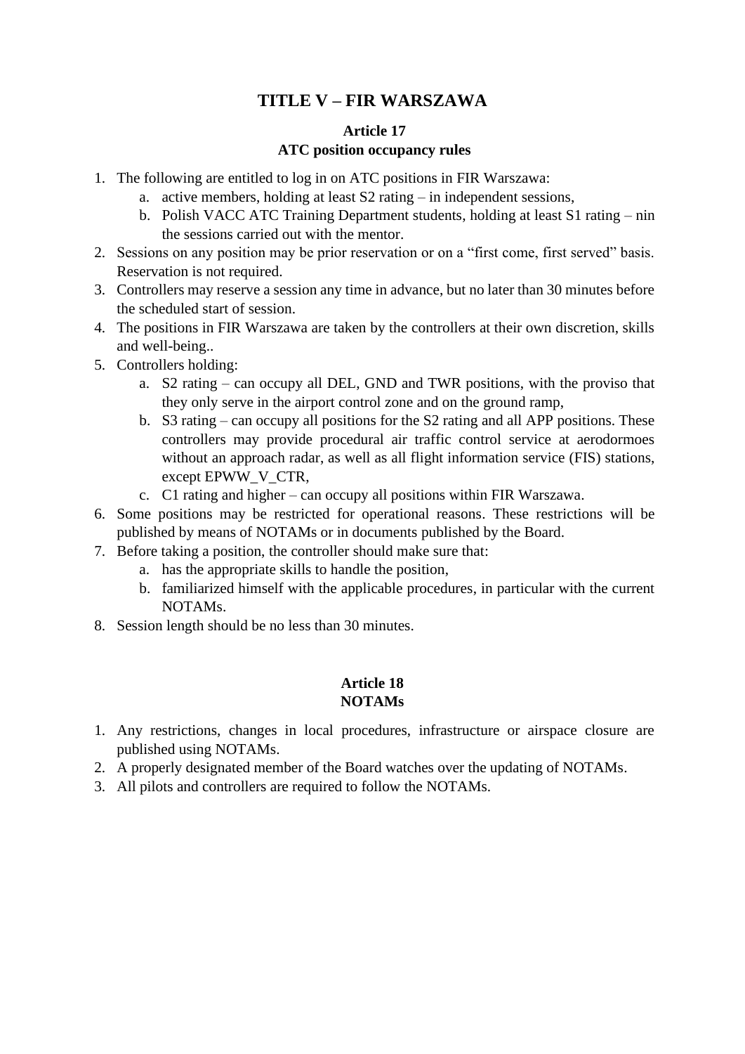# TITLE V – FIR WARSZAWA

## Article 17
## ATC position occupancy rules

1. The following are entitled to log in on ATC positions in FIR Warszawa:
   a. active members, holding at least S2 rating – in independent sessions,
   b. Polish VACC ATC Training Department students, holding at least S1 rating – nin the sessions carried out with the mentor.
2. Sessions on any position may be prior reservation or on a "first come, first served" basis. Reservation is not required.
3. Controllers may reserve a session any time in advance, but no later than 30 minutes before the scheduled start of session.
4. The positions in FIR Warszawa are taken by the controllers at their own discretion, skills and well-being..
5. Controllers holding:
   a. S2 rating – can occupy all DEL, GND and TWR positions, with the proviso that they only serve in the airport control zone and on the ground ramp,
   b. S3 rating – can occupy all positions for the S2 rating and all APP positions. These controllers may provide procedural air traffic control service at aerodormoes without an approach radar, as well as all flight information service (FIS) stations, except EPWW_V_CTR,
   c. C1 rating and higher – can occupy all positions within FIR Warszawa.
6. Some positions may be restricted for operational reasons. These restrictions will be published by means of NOTAMs or in documents published by the Board.
7. Before taking a position, the controller should make sure that:
   a. has the appropriate skills to handle the position,
   b. familiarized himself with the applicable procedures, in particular with the current NOTAMs.
8. Session length should be no less than 30 minutes.

## Article 18
## NOTAMs

1. Any restrictions, changes in local procedures, infrastructure or airspace closure are published using NOTAMs.
2. A properly designated member of the Board watches over the updating of NOTAMs.
3. All pilots and controllers are required to follow the NOTAMs.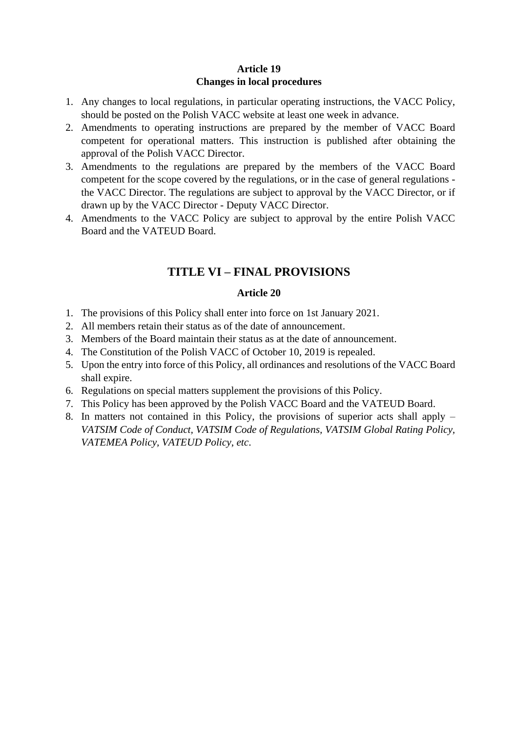### Article 19
### Changes in local procedures

1. Any changes to local regulations, in particular operating instructions, the VACC Policy, should be posted on the Polish VACC website at least one week in advance.
2. Amendments to operating instructions are prepared by the member of VACC Board competent for operational matters. This instruction is published after obtaining the approval of the Polish VACC Director.
3. Amendments to the regulations are prepared by the members of the VACC Board competent for the scope covered by the regulations, or in the case of general regulations - the VACC Director. The regulations are subject to approval by the VACC Director, or if drawn up by the VACC Director - Deputy VACC Director.
4. Amendments to the VACC Policy are subject to approval by the entire Polish VACC Board and the VATEUD Board.

## TITLE VI – FINAL PROVISIONS

### Article 20

1. The provisions of this Policy shall enter into force on 1st January 2021.
2. All members retain their status as of the date of announcement.
3. Members of the Board maintain their status as at the date of announcement.
4. The Constitution of the Polish VACC of October 10, 2019 is repealed.
5. Upon the entry into force of this Policy, all ordinances and resolutions of the VACC Board shall expire.
6. Regulations on special matters supplement the provisions of this Policy.
7. This Policy has been approved by the Polish VACC Board and the VATEUD Board.
8. In matters not contained in this Policy, the provisions of superior acts shall apply – *VATSIM Code of Conduct, VATSIM Code of Regulations, VATSIM Global Rating Policy, VATEMEA Policy, VATEUD Policy, etc*.